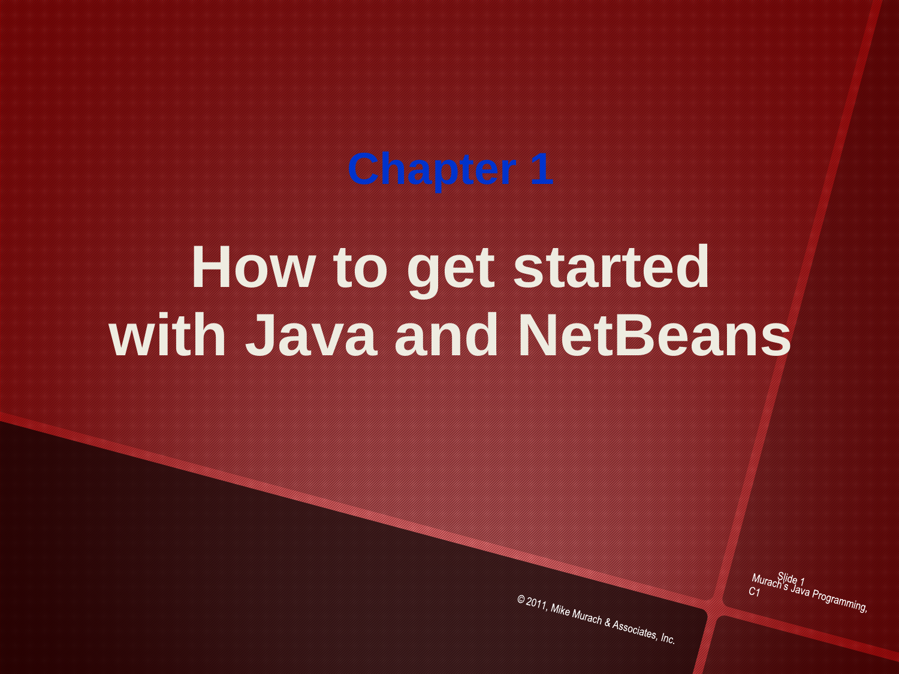# Chapter 1

# How to get started with Java and NetBeans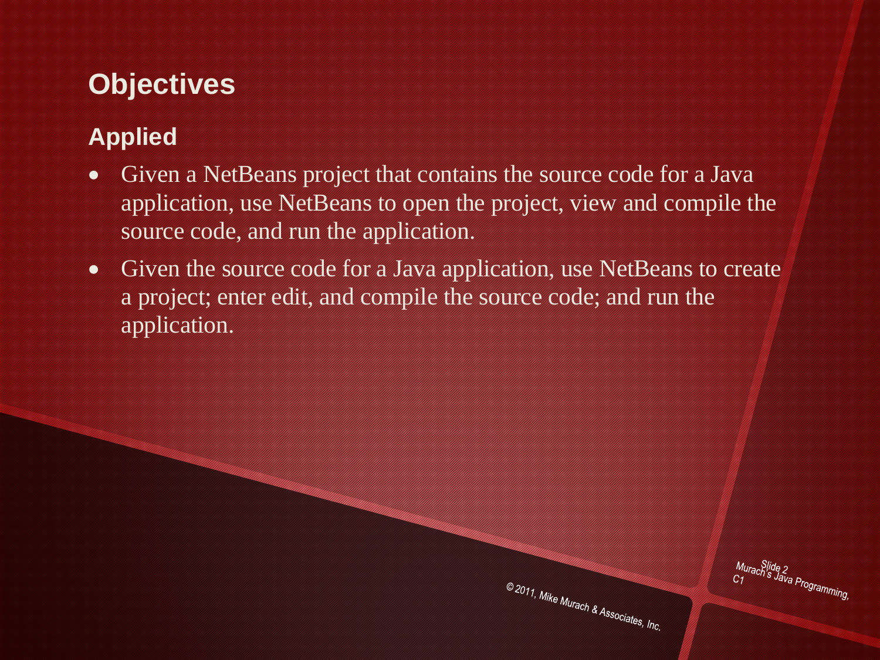# Objectives

## Applied

- Given a NetBeans project that contains the source code for a Java application, use NetBeans to open the project, view and compile the source code, and run the application.
- Given the source code for a Java application, use NetBeans to create a project; enter edit, and compile the source code; and run the application.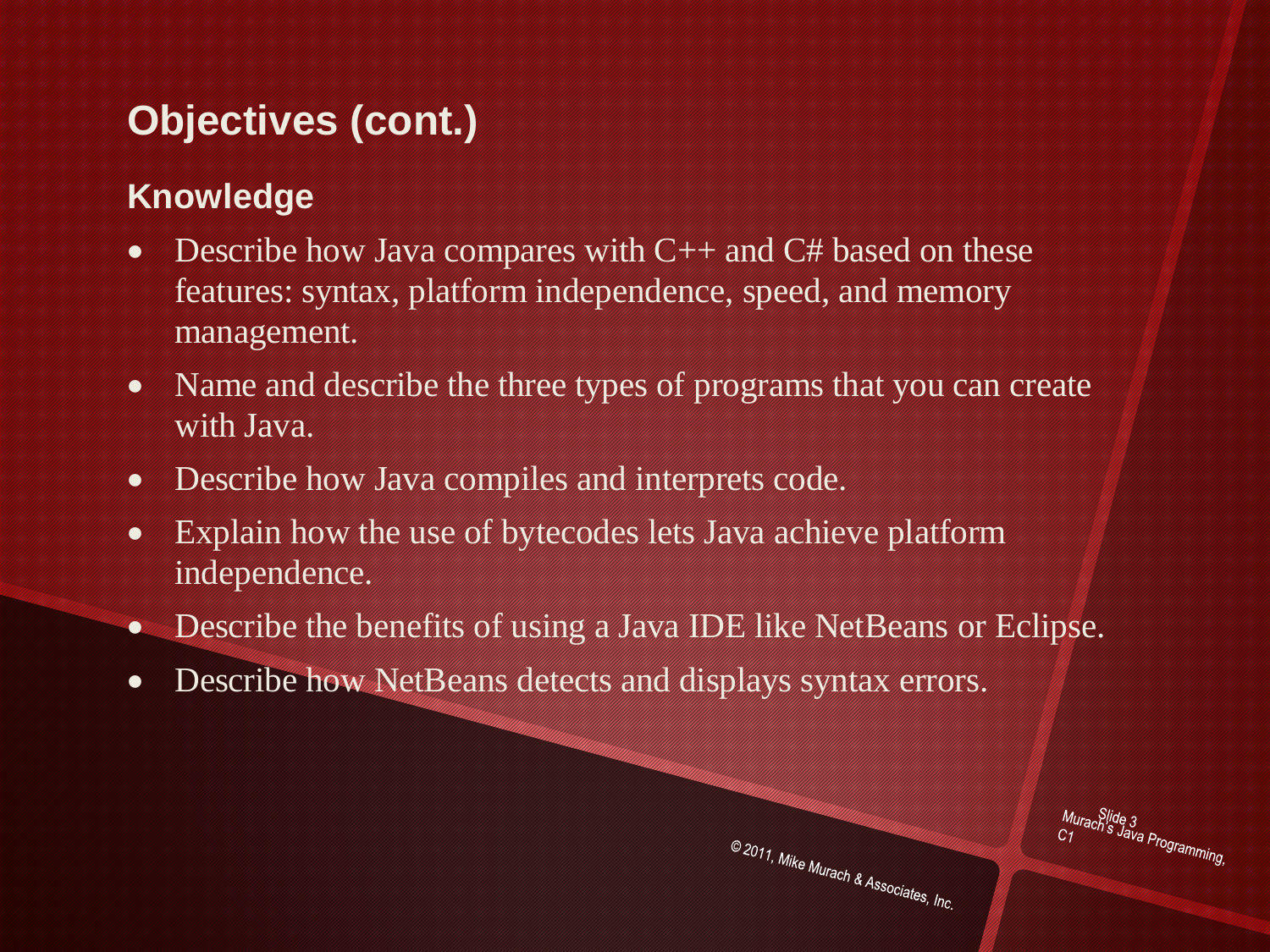## Objectives (cont.)

### Knowledge

- Describe how Java compares with C++ and C# based on these features: syntax, platform independence, speed, and memory management.
- Name and describe the three types of programs that you can create with Java.
- Describe how Java compiles and interprets code.
- Explain how the use of bytecodes lets Java achieve platform independence.
- Describe the benefits of using a Java IDE like NetBeans or Eclipse.
- Describe how NetBeans detects and displays syntax errors.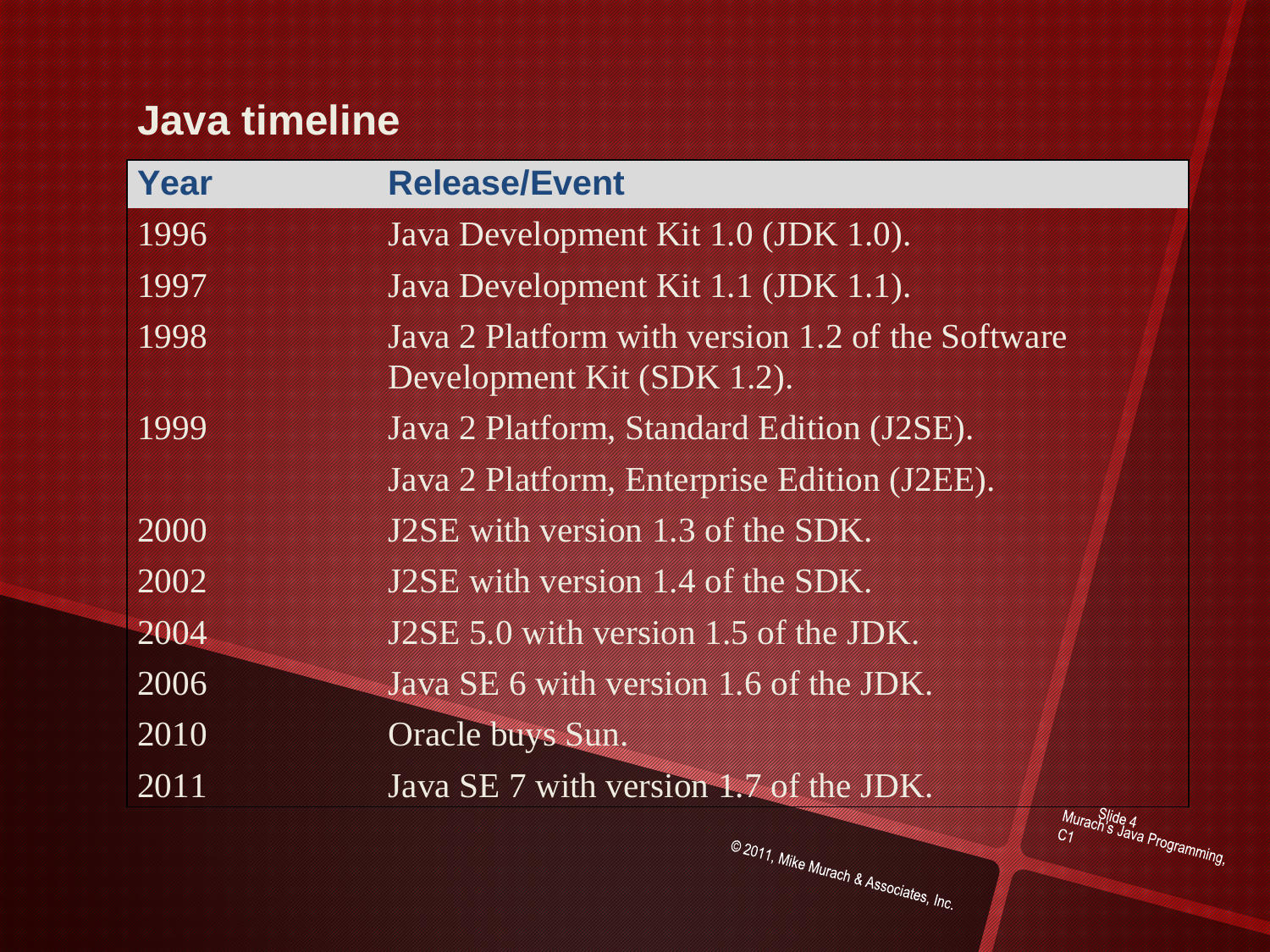## Java timeline

| Year | Release/Event |
| --- | --- |
| 1996 | Java Development Kit 1.0 (JDK 1.0). |
| 1997 | Java Development Kit 1.1 (JDK 1.1). |
| 1998 | Java 2 Platform with version 1.2 of the Software Development Kit (SDK 1.2). |
| 1999 | Java 2 Platform, Standard Edition (J2SE). |
| | Java 2 Platform, Enterprise Edition (J2EE). |
| 2000 | J2SE with version 1.3 of the SDK. |
| 2002 | J2SE with version 1.4 of the SDK. |
| 2004 | J2SE 5.0 with version 1.5 of the JDK. |
| 2006 | Java SE 6 with version 1.6 of the JDK. |
| 2010 | Oracle buys Sun. |
| 2011 | Java SE 7 with version 1.7 of the JDK. |

© 2011, Mike Murach & Associates, Inc.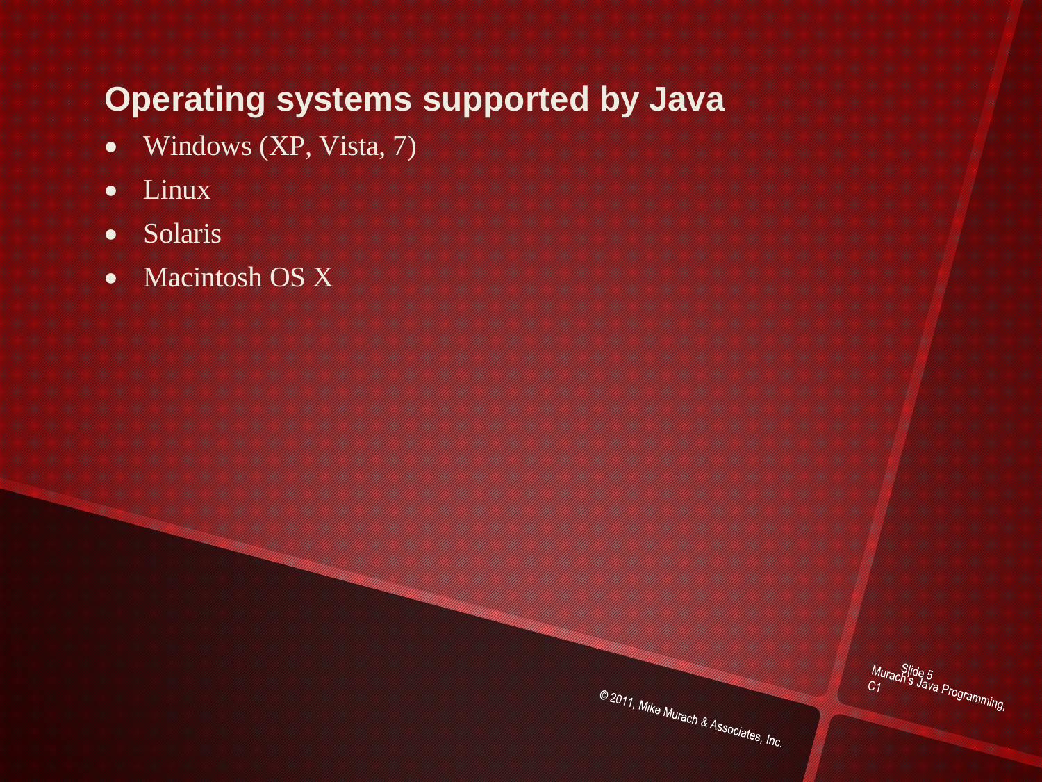## Operating systems supported by Java

- Windows (XP, Vista, 7)
- Linux
- Solaris
- Macintosh OS X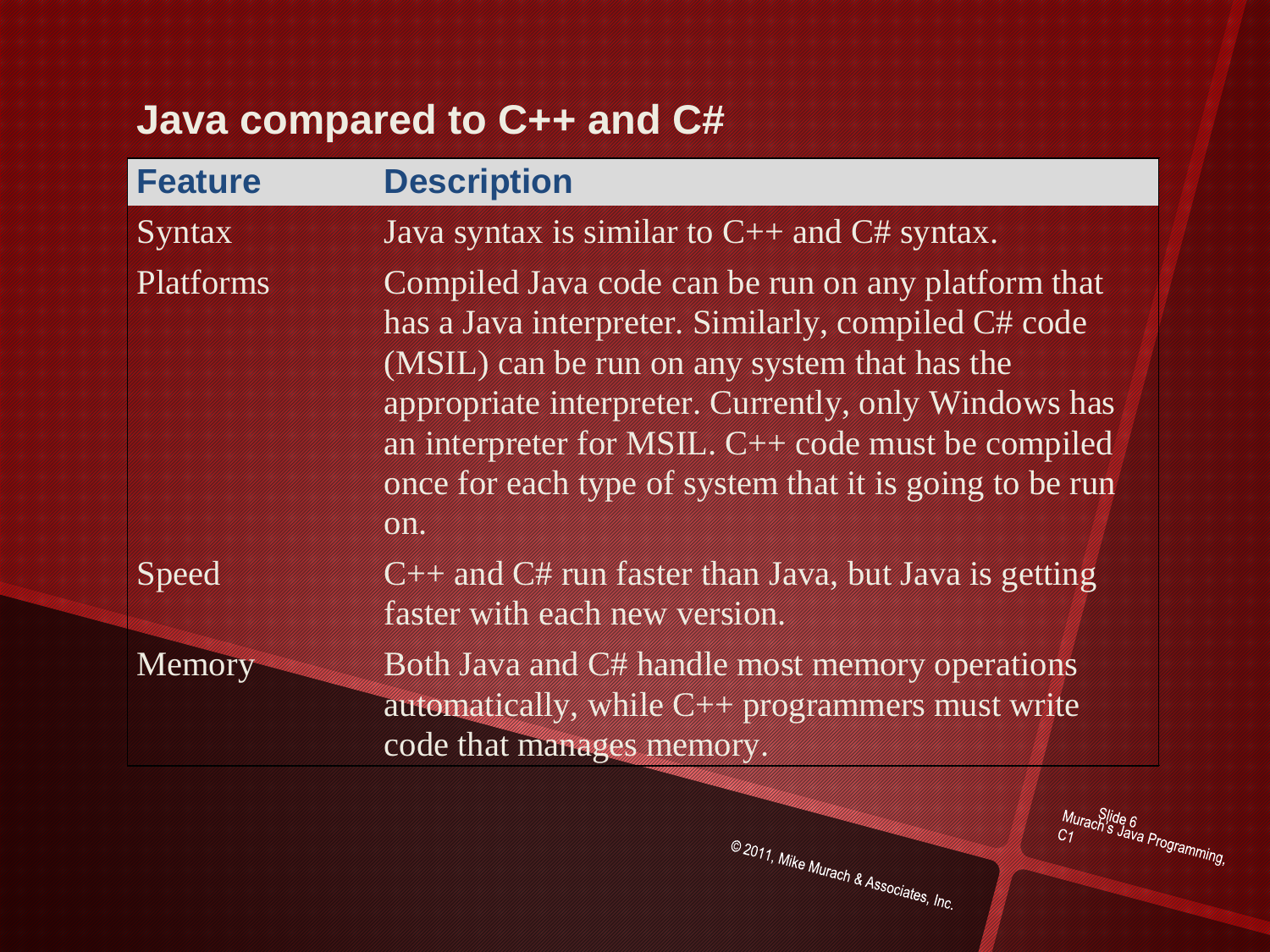## Java compared to C++ and C#

| Feature | Description |
| --- | --- |
| Syntax | Java syntax is similar to C++ and C# syntax. |
| Platforms | Compiled Java code can be run on any platform that has a Java interpreter. Similarly, compiled C# code (MSIL) can be run on any system that has the appropriate interpreter. Currently, only Windows has an interpreter for MSIL. C++ code must be compiled once for each type of system that it is going to be run on. |
| Speed | C++ and C# run faster than Java, but Java is getting faster with each new version. |
| Memory | Both Java and C# handle most memory operations automatically, while C++ programmers must write code that manages memory. |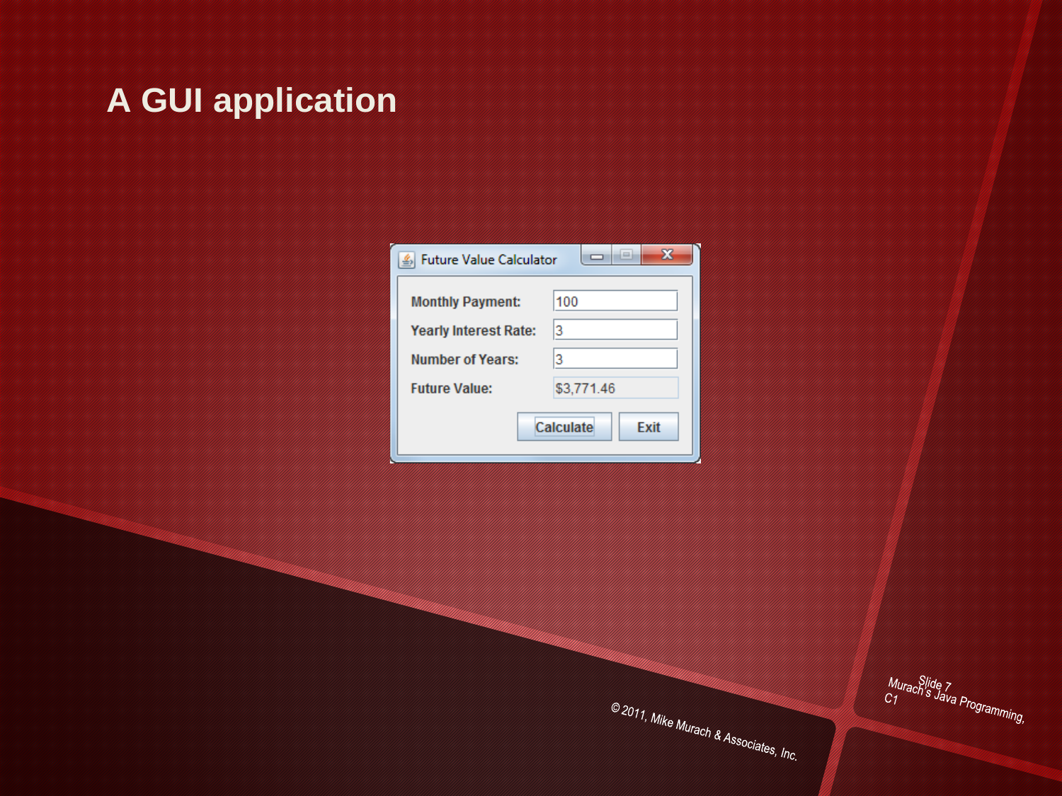# A GUI application

**Future Value Calculator**

| | |
|---|---|
| Monthly Payment: | 100 |
| Yearly Interest Rate: | 3 |
| Number of Years: | 3 |
| Future Value: | $3,771.46 |

Calculate Exit

© 2011, Mike Murach & Associates, Inc.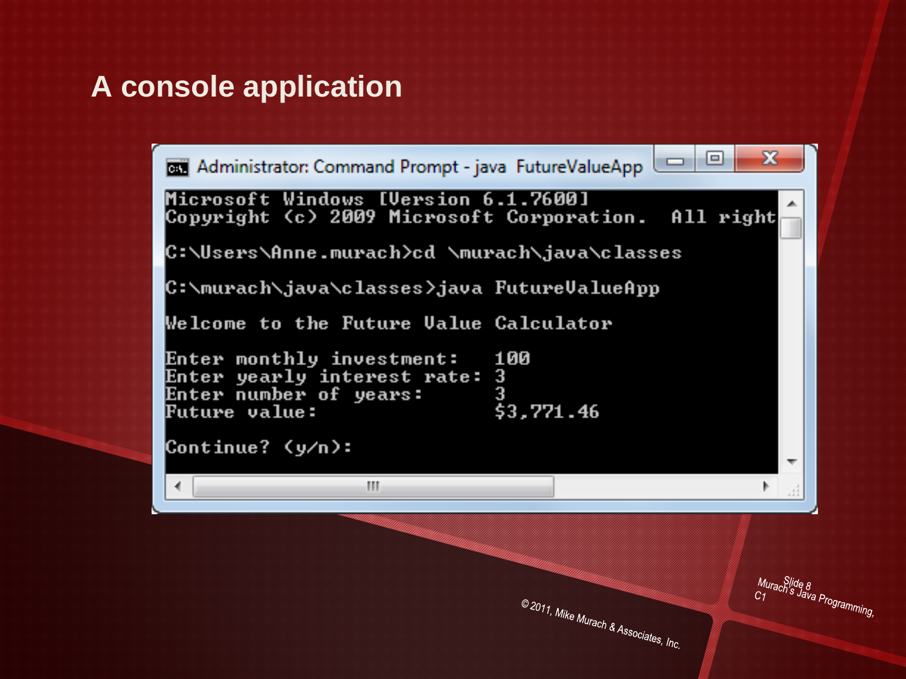# A console application

```
Administrator: Command Prompt - java  FutureValueApp

Microsoft Windows [Version 6.1.7600]
Copyright (c) 2009 Microsoft Corporation.  All right

C:\Users\Anne.murach>cd \murach\java\classes

C:\murach\java\classes>java FutureValueApp

Welcome to the Future Value Calculator

Enter monthly investment:   100
Enter yearly interest rate: 3
Enter number of years:      3
Future value:               $3,771.46

Continue? (y/n):
```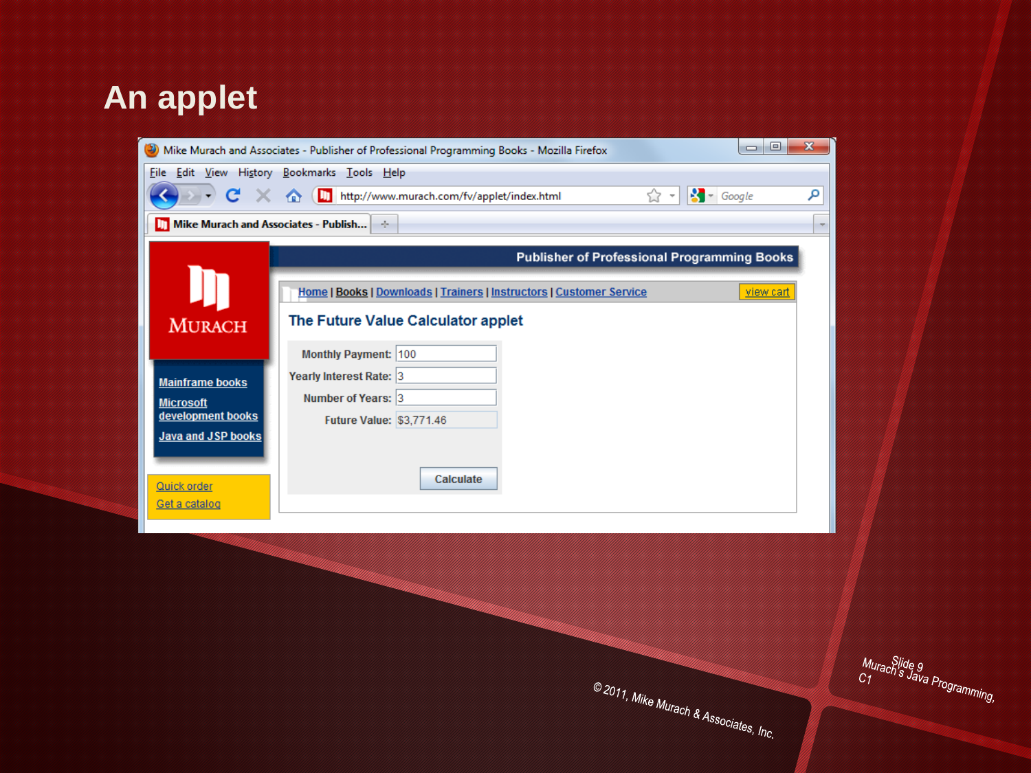# An applet

Mike Murach and Associates - Publisher of Professional Programming Books - Mozilla Firefox

File Edit View History Bookmarks Tools Help

http://www.murach.com/fv/applet/index.html

Publisher of Professional Programming Books

Home | Books | Downloads | Trainers | Instructors | Customer Service — view cart

MURACH

Mainframe books

Microsoft development books

Java and JSP books

Quick order

Get a catalog

## The Future Value Calculator applet

Monthly Payment: 100

Yearly Interest Rate: 3

Number of Years: 3

Future Value: $3,771.46

Calculate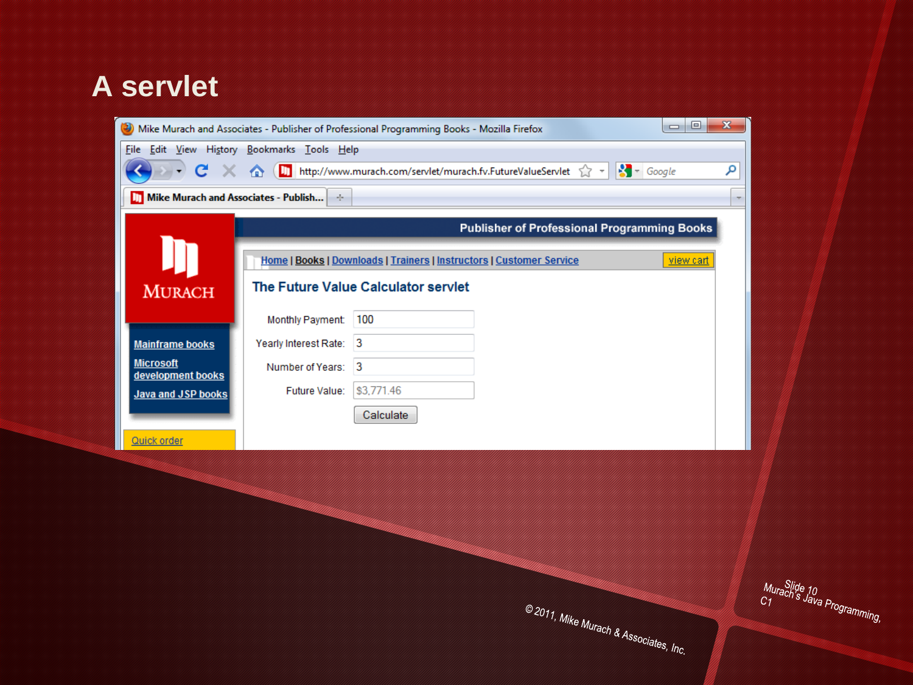# A servlet

Mike Murach and Associates - Publisher of Professional Programming Books - Mozilla Firefox

File Edit View History Bookmarks Tools Help

http://www.murach.com/servlet/murach.fv.FutureValueServlet

Mike Murach and Associates - Publish...

Publisher of Professional Programming Books

MURACH

Home | Books | Downloads | Trainers | Instructors | Customer Service

view cart

## The Future Value Calculator servlet

Monthly Payment: 100

Yearly Interest Rate: 3

Number of Years: 3

Future Value: $3,771.46

Calculate

Mainframe books

Microsoft development books

Java and JSP books

Quick order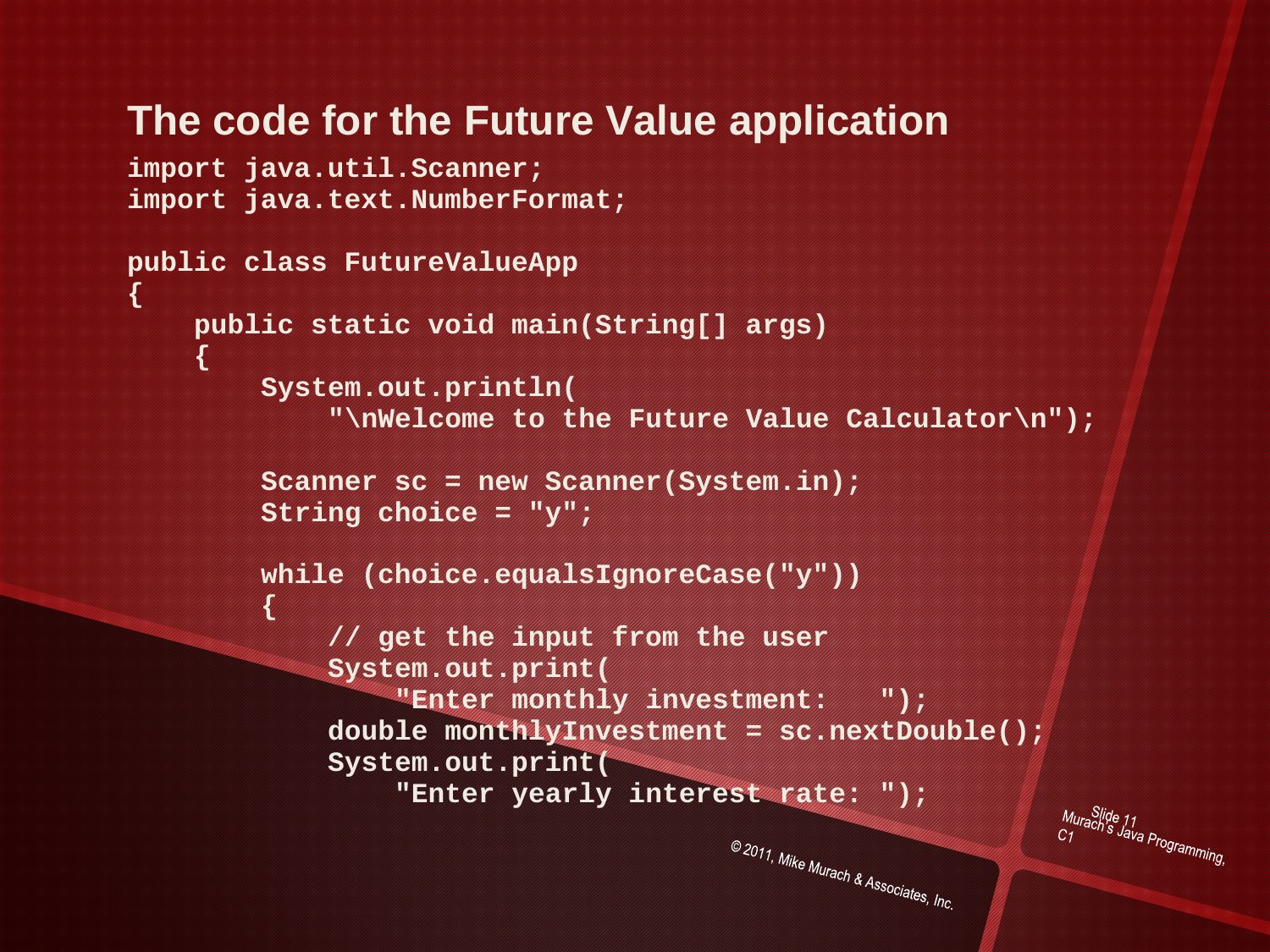## The code for the Future Value application

```
import java.util.Scanner;
import java.text.NumberFormat;

public class FutureValueApp
{
    public static void main(String[] args)
    {
        System.out.println(
            "\nWelcome to the Future Value Calculator\n");

        Scanner sc = new Scanner(System.in);
        String choice = "y";

        while (choice.equalsIgnoreCase("y"))
        {
            // get the input from the user
            System.out.print(
                "Enter monthly investment:   ");
            double monthlyInvestment = sc.nextDouble();
            System.out.print(
                "Enter yearly interest rate: ");
```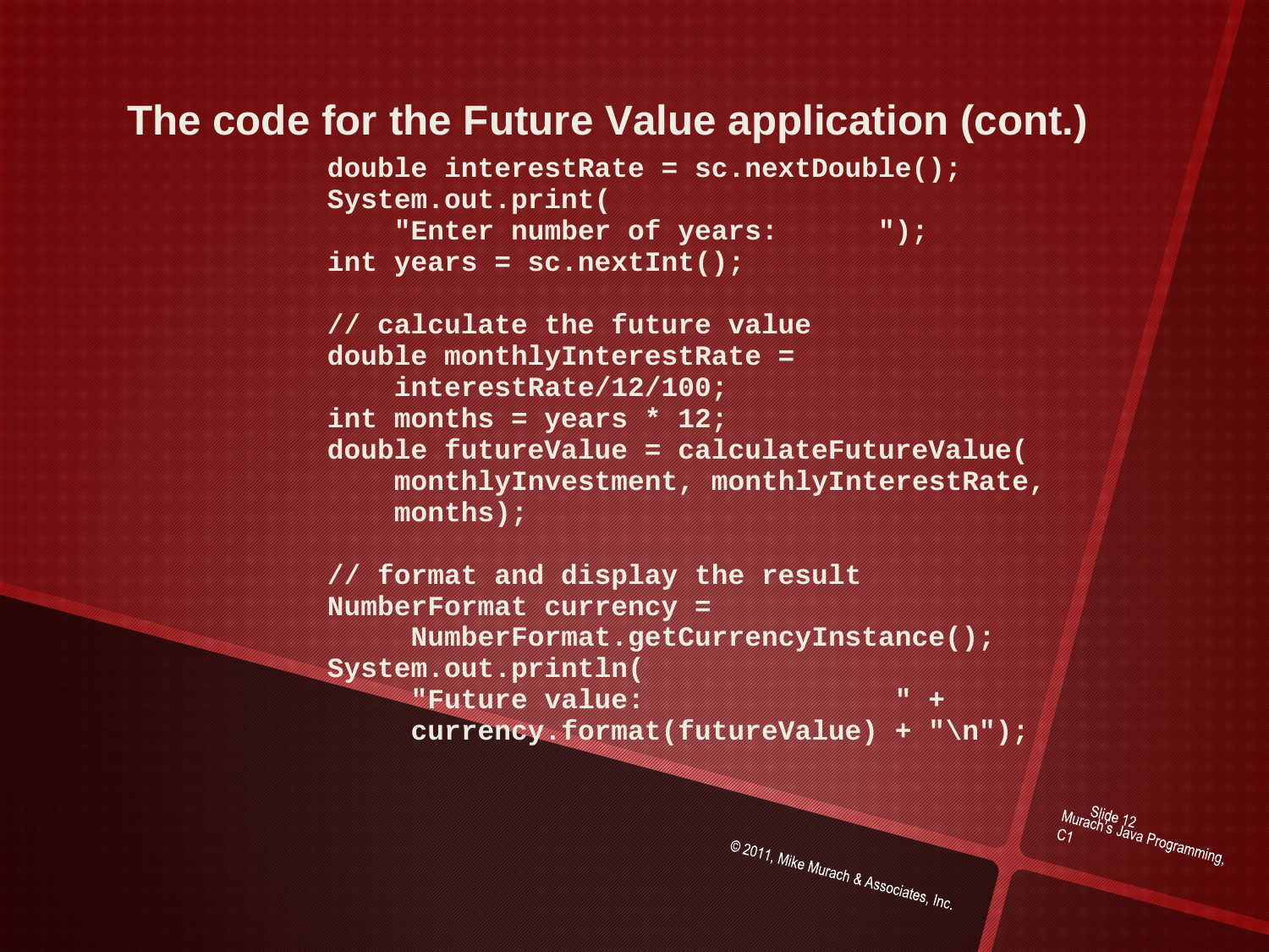# The code for the Future Value application (cont.)

```
double interestRate = sc.nextDouble();
System.out.print(
    "Enter number of years:      ");
int years = sc.nextInt();

// calculate the future value
double monthlyInterestRate =
    interestRate/12/100;
int months = years * 12;
double futureValue = calculateFutureValue(
    monthlyInvestment, monthlyInterestRate,
    months);

// format and display the result
NumberFormat currency =
     NumberFormat.getCurrencyInstance();
System.out.println(
     "Future value:               " +
     currency.format(futureValue) + "\n");
```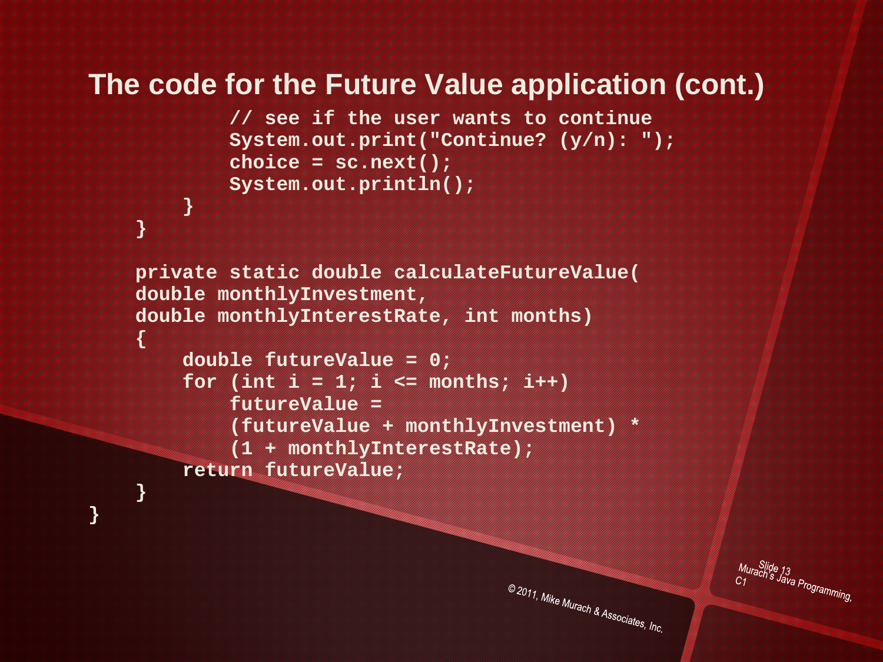# The code for the Future Value application (cont.)

```
            // see if the user wants to continue
            System.out.print("Continue? (y/n): ");
            choice = sc.next();
            System.out.println();
        }
    }

    private static double calculateFutureValue(
    double monthlyInvestment,
    double monthlyInterestRate, int months)
    {
        double futureValue = 0;
        for (int i = 1; i <= months; i++)
            futureValue =
            (futureValue + monthlyInvestment) *
            (1 + monthlyInterestRate);
        return futureValue;
    }
}
```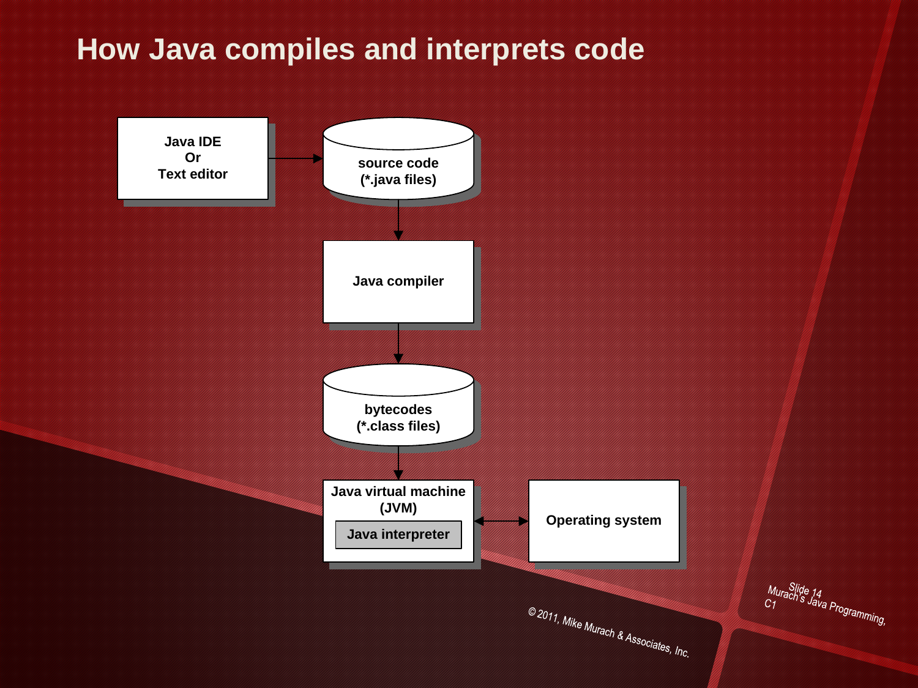# How Java compiles and interprets code

Java IDE
Or
Text editor

source code
(*.java files)

Java compiler

bytecodes
(*.class files)

Java virtual machine
(JVM)

Java interpreter

Operating system

© 2011, Mike Murach & Associates, Inc.